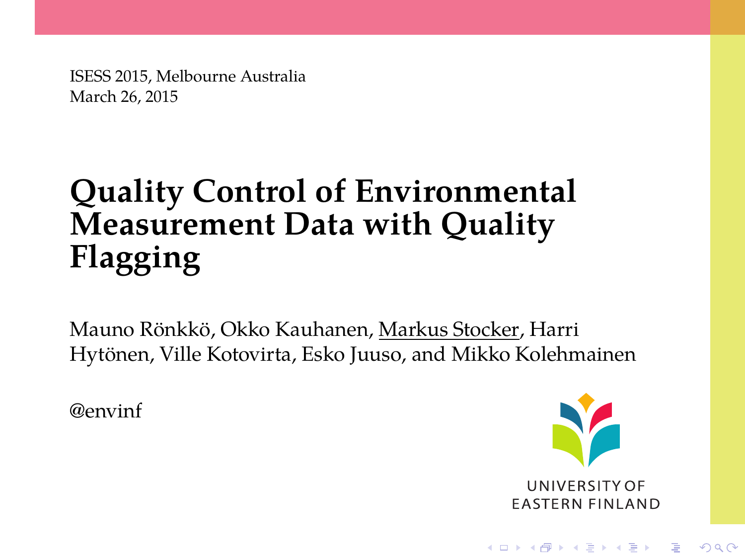ISESS 2015, Melbourne Australia
March 26, 2015

# Quality Control of Environmental Measurement Data with Quality Flagging

Mauno Rönkkö, Okko Kauhanen, Markus Stocker, Harri Hytönen, Ville Kotovirta, Esko Juuso, and Mikko Kolehmainen

@envinf

UNIVERSITY OF EASTERN FINLAND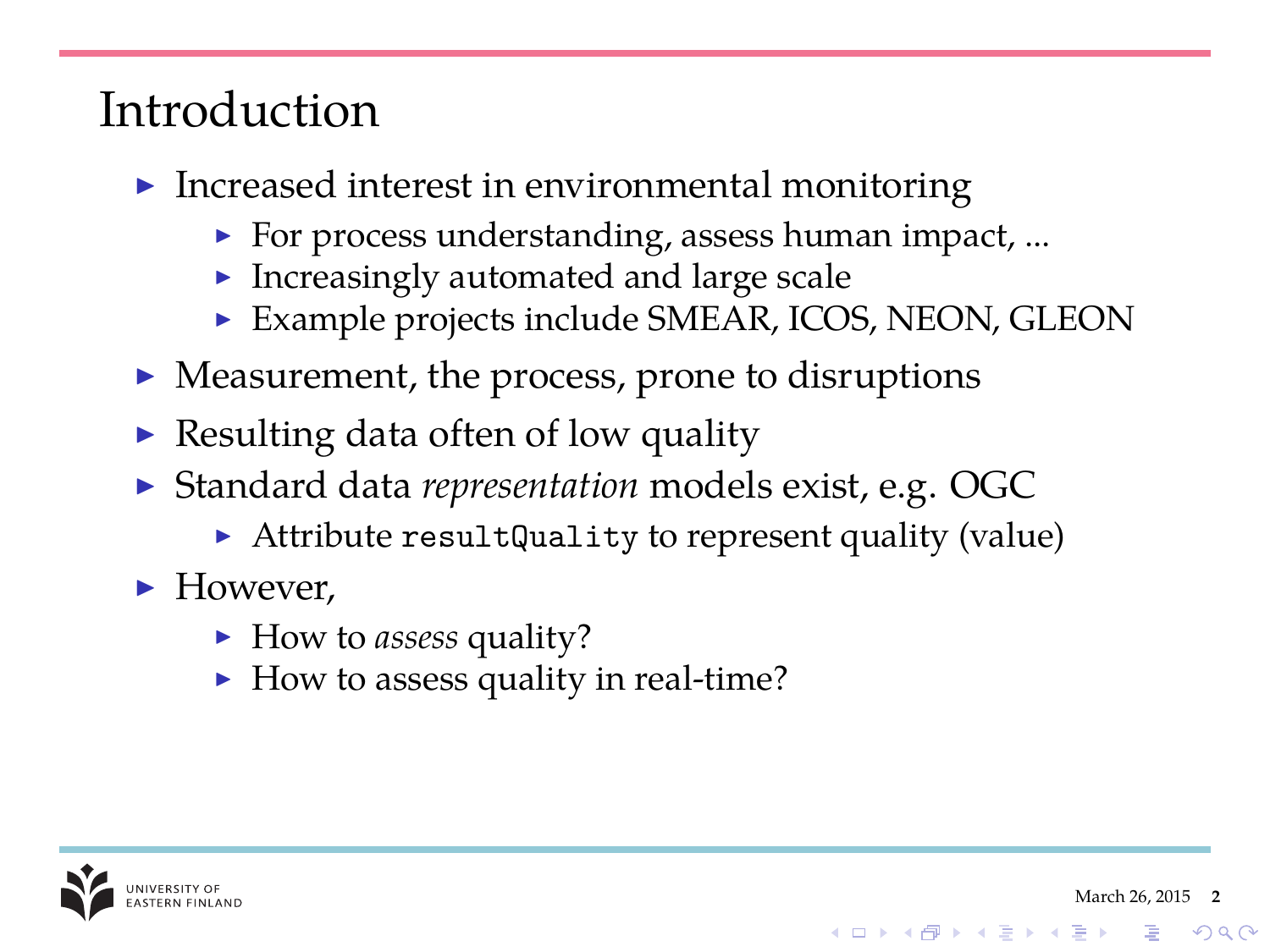# Introduction

- Increased interest in environmental monitoring
  - For process understanding, assess human impact, ...
  - Increasingly automated and large scale
  - Example projects include SMEAR, ICOS, NEON, GLEON
- Measurement, the process, prone to disruptions
- Resulting data often of low quality
- Standard data *representation* models exist, e.g. OGC
  - Attribute `resultQuality` to represent quality (value)
- However,
  - How to *assess* quality?
  - How to assess quality in real-time?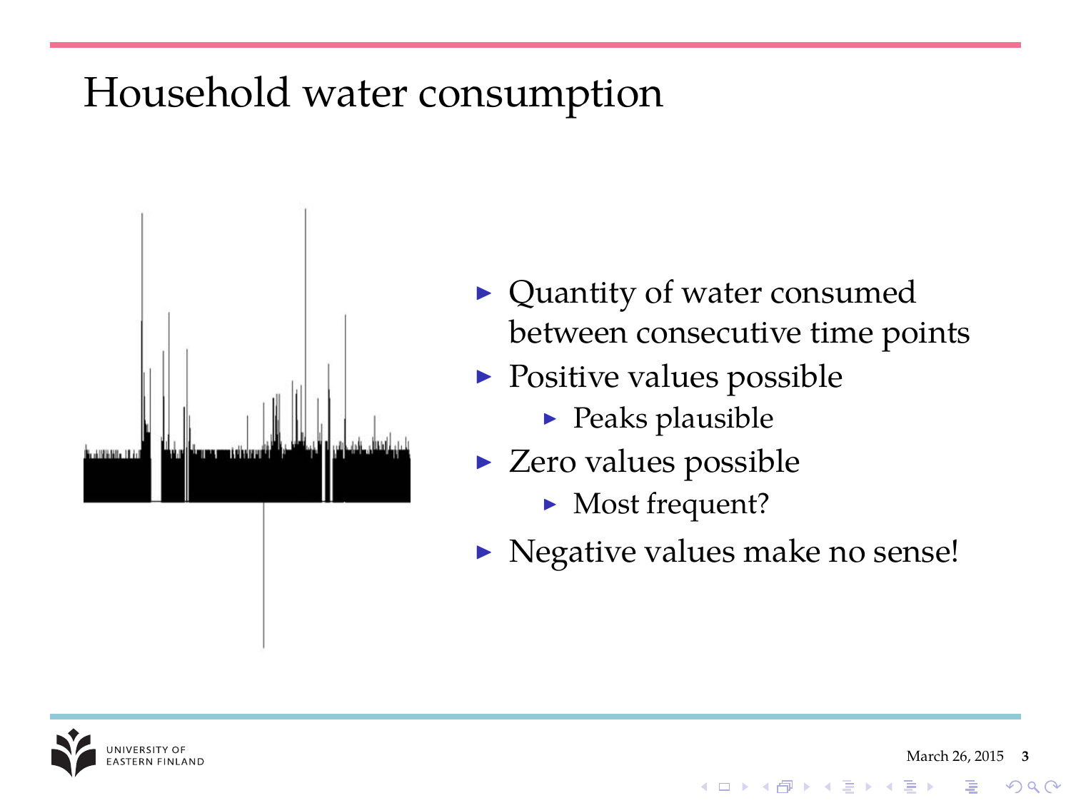# Household water consumption

- Quantity of water consumed between consecutive time points
- Positive values possible
  - Peaks plausible
- Zero values possible
  - Most frequent?
- Negative values make no sense!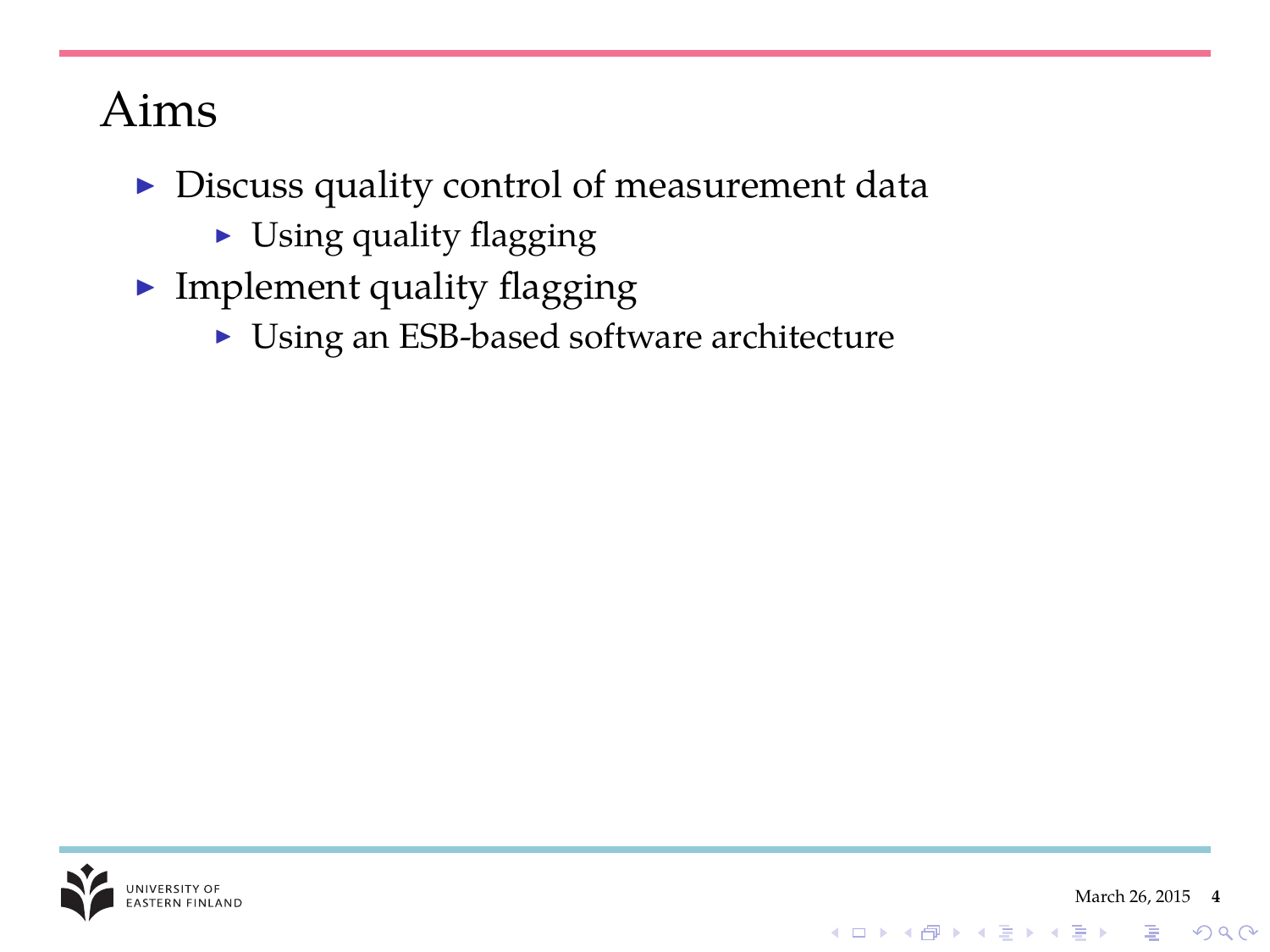# Aims

- Discuss quality control of measurement data
  - Using quality flagging
- Implement quality flagging
  - Using an ESB-based software architecture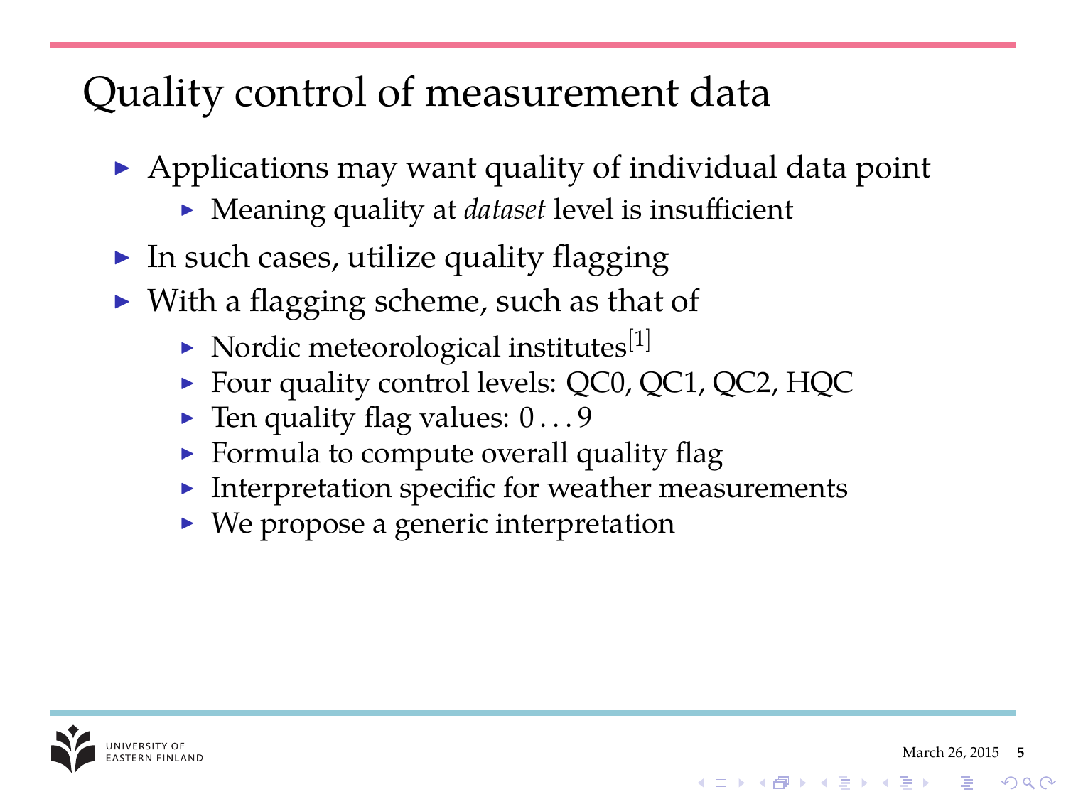# Quality control of measurement data

- Applications may want quality of individual data point
  - Meaning quality at *dataset* level is insufficient
- In such cases, utilize quality flagging
- With a flagging scheme, such as that of
  - Nordic meteorological institutes[1]
  - Four quality control levels: QC0, QC1, QC2, HQC
  - Ten quality flag values: $0 \ldots 9$
  - Formula to compute overall quality flag
  - Interpretation specific for weather measurements
  - We propose a generic interpretation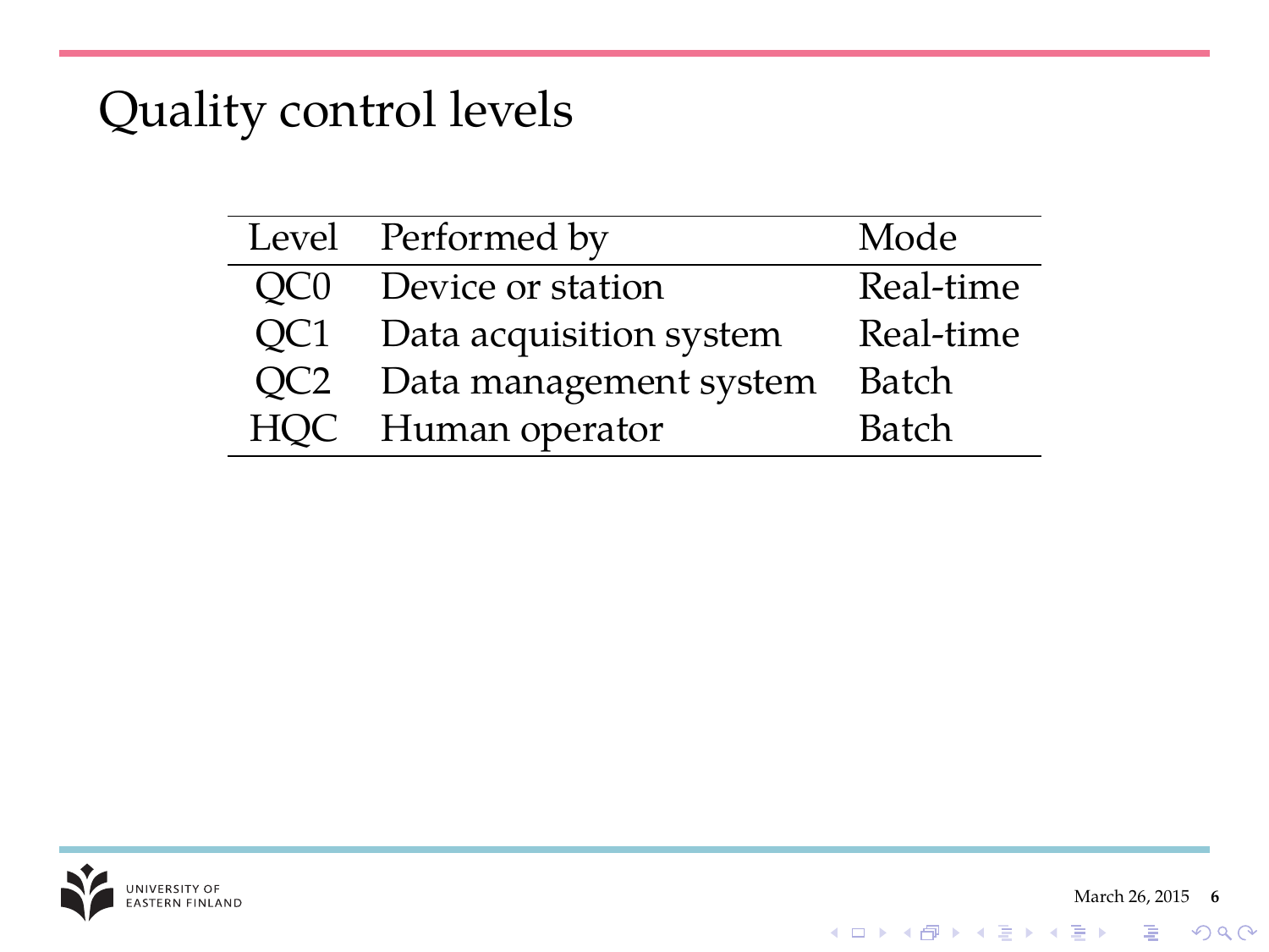# Quality control levels

| Level | Performed by | Mode |
|---|---|---|
| QC0 | Device or station | Real-time |
| QC1 | Data acquisition system | Real-time |
| QC2 | Data management system | Batch |
| HQC | Human operator | Batch |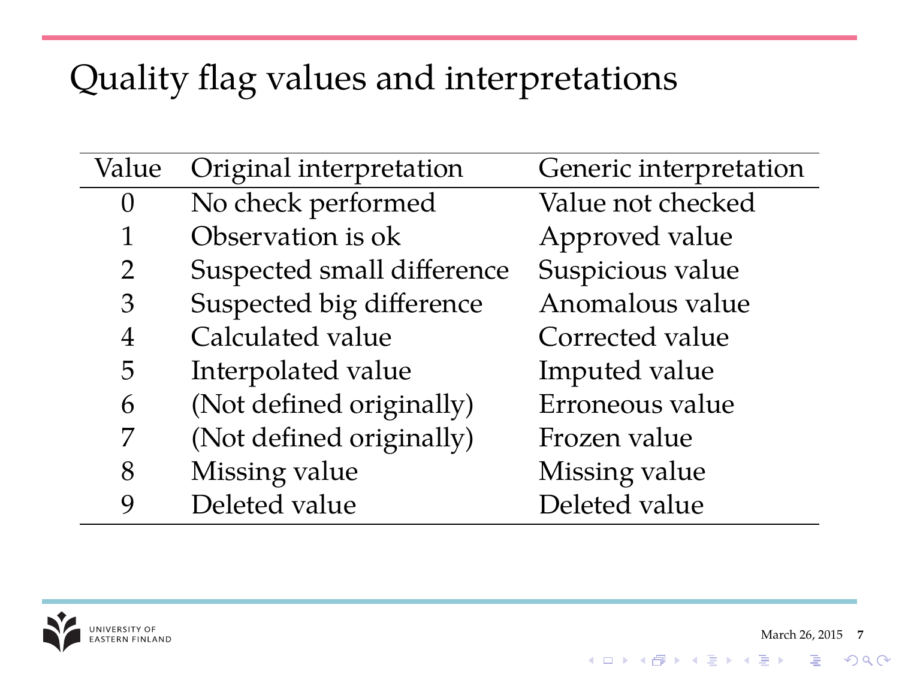# Quality flag values and interpretations

| Value | Original interpretation | Generic interpretation |
|---|---|---|
| 0 | No check performed | Value not checked |
| 1 | Observation is ok | Approved value |
| 2 | Suspected small difference | Suspicious value |
| 3 | Suspected big difference | Anomalous value |
| 4 | Calculated value | Corrected value |
| 5 | Interpolated value | Imputed value |
| 6 | (Not defined originally) | Erroneous value |
| 7 | (Not defined originally) | Frozen value |
| 8 | Missing value | Missing value |
| 9 | Deleted value | Deleted value |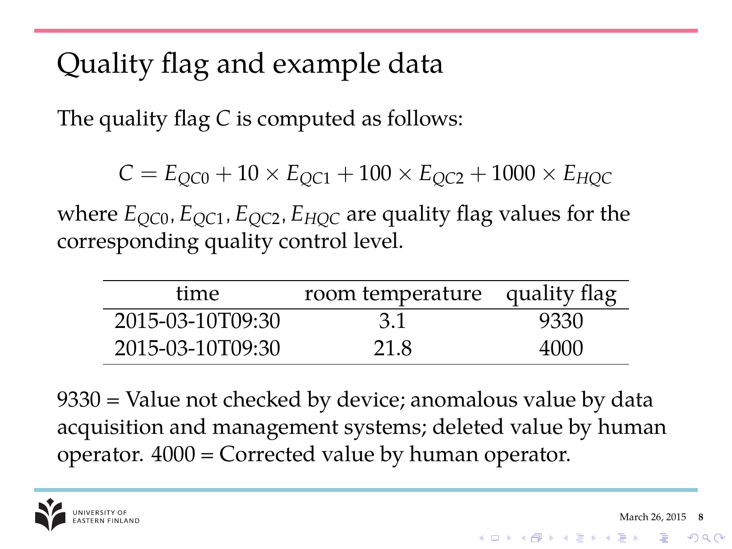# Quality flag and example data

The quality flag $C$ is computed as follows:

$$C = E_{QC0} + 10 \times E_{QC1} + 100 \times E_{QC2} + 1000 \times E_{HQC}$$

where $E_{QC0}, E_{QC1}, E_{QC2}, E_{HQC}$ are quality flag values for the corresponding quality control level.

| time | room temperature | quality flag |
|---|---|---|
| 2015-03-10T09:30 | 3.1 | 9330 |
| 2015-03-10T09:30 | 21.8 | 4000 |

9330 = Value not checked by device; anomalous value by data acquisition and management systems; deleted value by human operator. 4000 = Corrected value by human operator.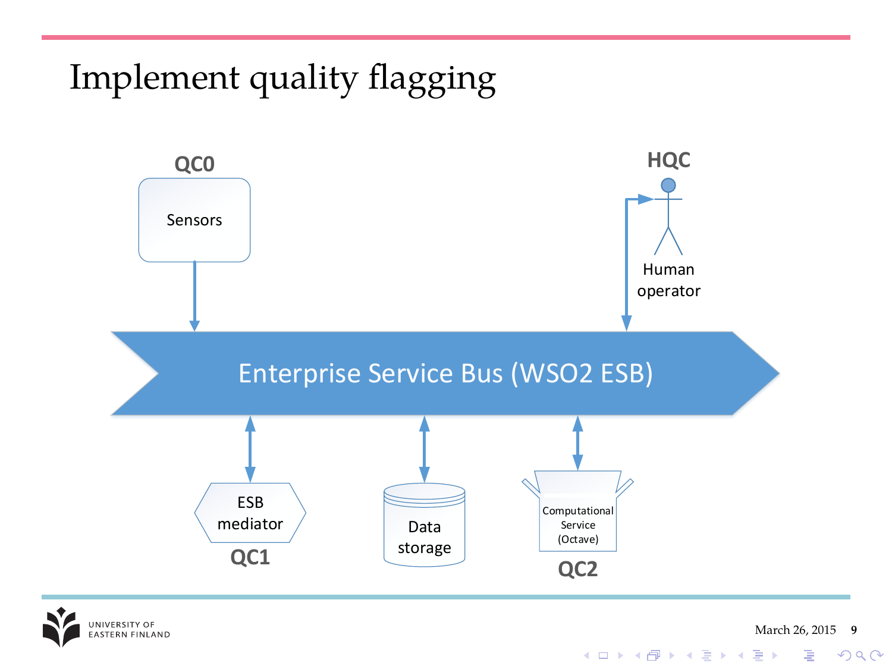# Implement quality flagging

QC0

Sensors

HQC

Human operator

Enterprise Service Bus (WSO2 ESB)

ESB mediator

QC1

Data storage

Computational Service (Octave)

QC2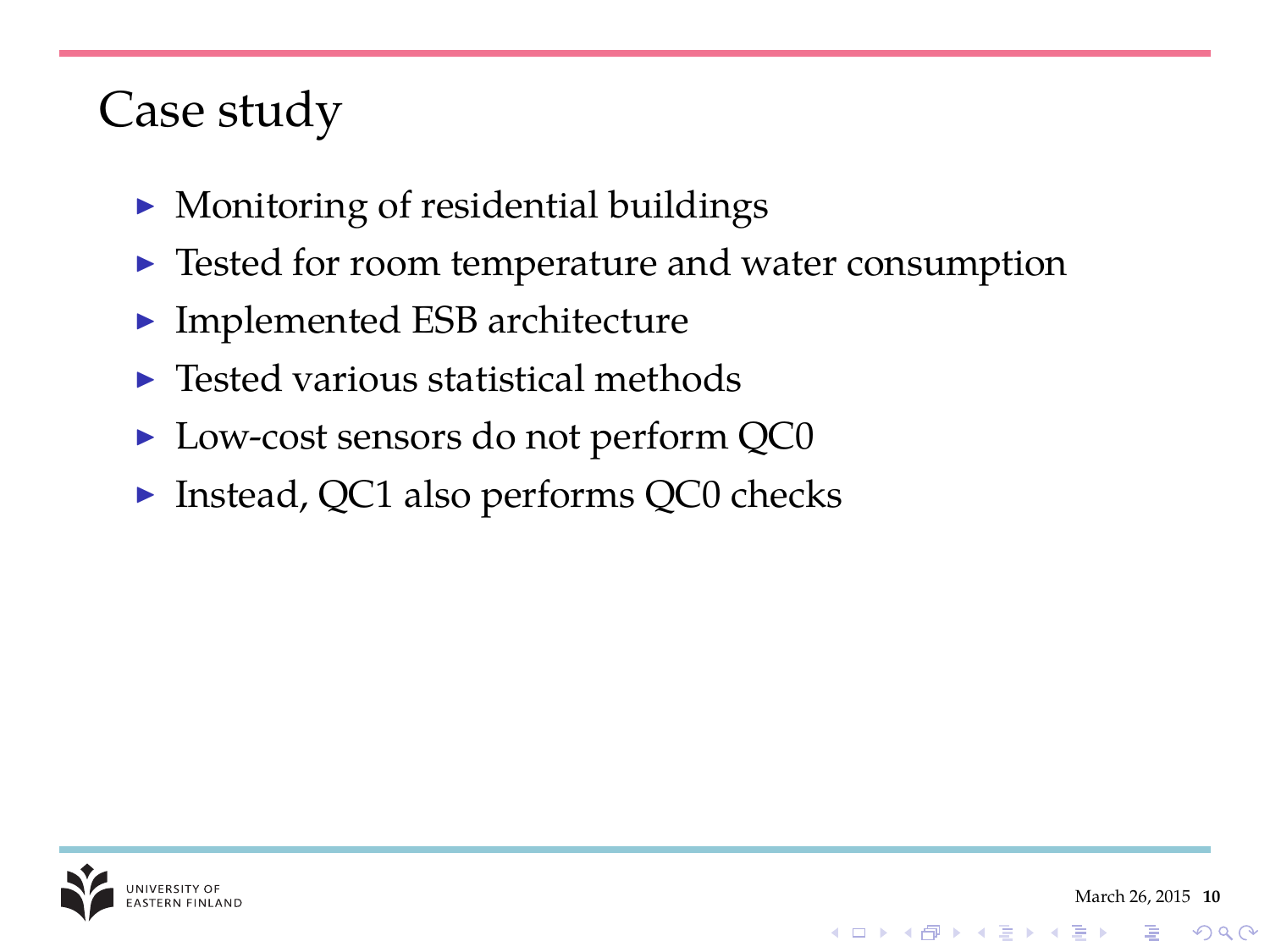# Case study

- Monitoring of residential buildings
- Tested for room temperature and water consumption
- Implemented ESB architecture
- Tested various statistical methods
- Low-cost sensors do not perform QC0
- Instead, QC1 also performs QC0 checks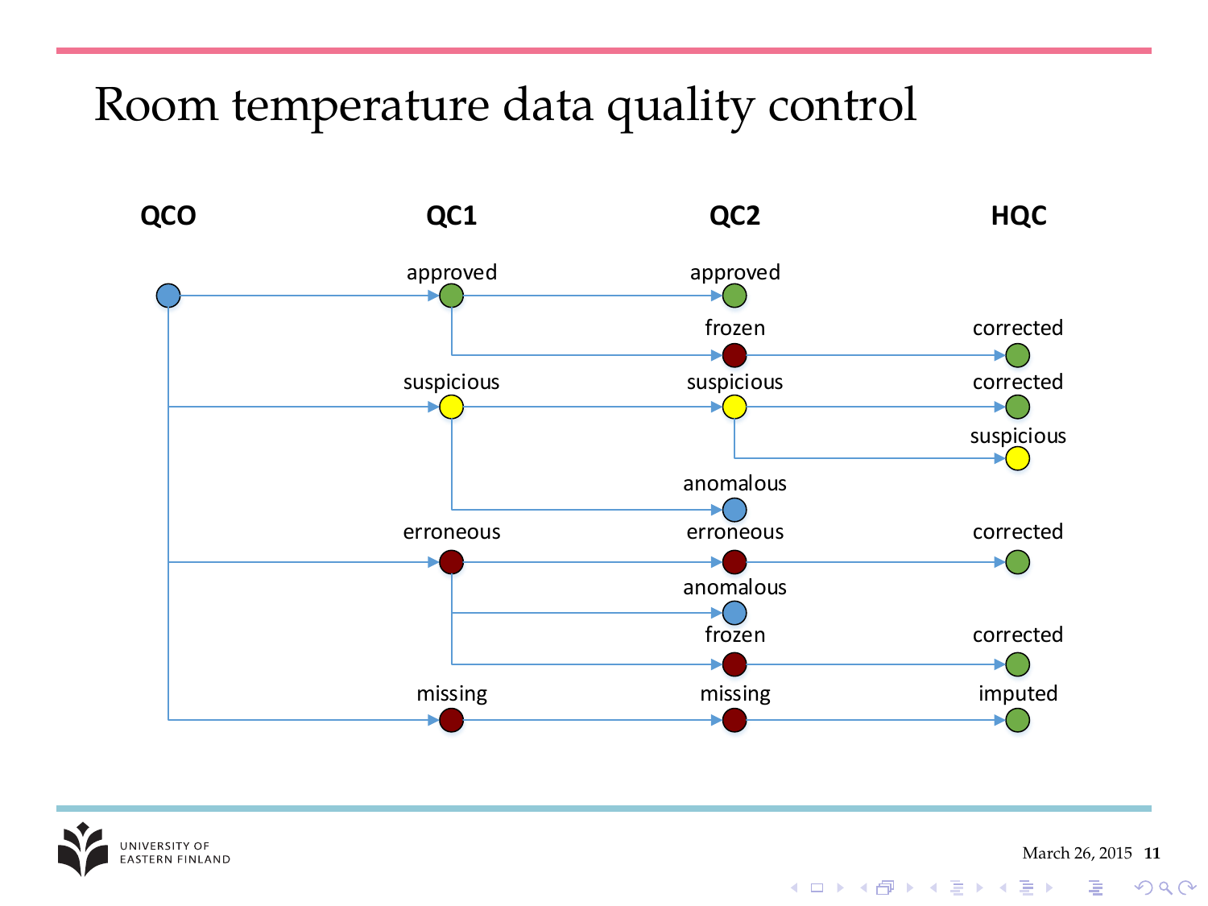# Room temperature data quality control

| QC0 | QC1 | QC2 | HQC |
|---|---|---|---|
| ● | approved | approved | |
| | | frozen | corrected |
| | suspicious | suspicious | corrected |
| | | | suspicious |
| | | anomalous | |
| | erroneous | erroneous | corrected |
| | | anomalous | |
| | | frozen | corrected |
| | missing | missing | imputed |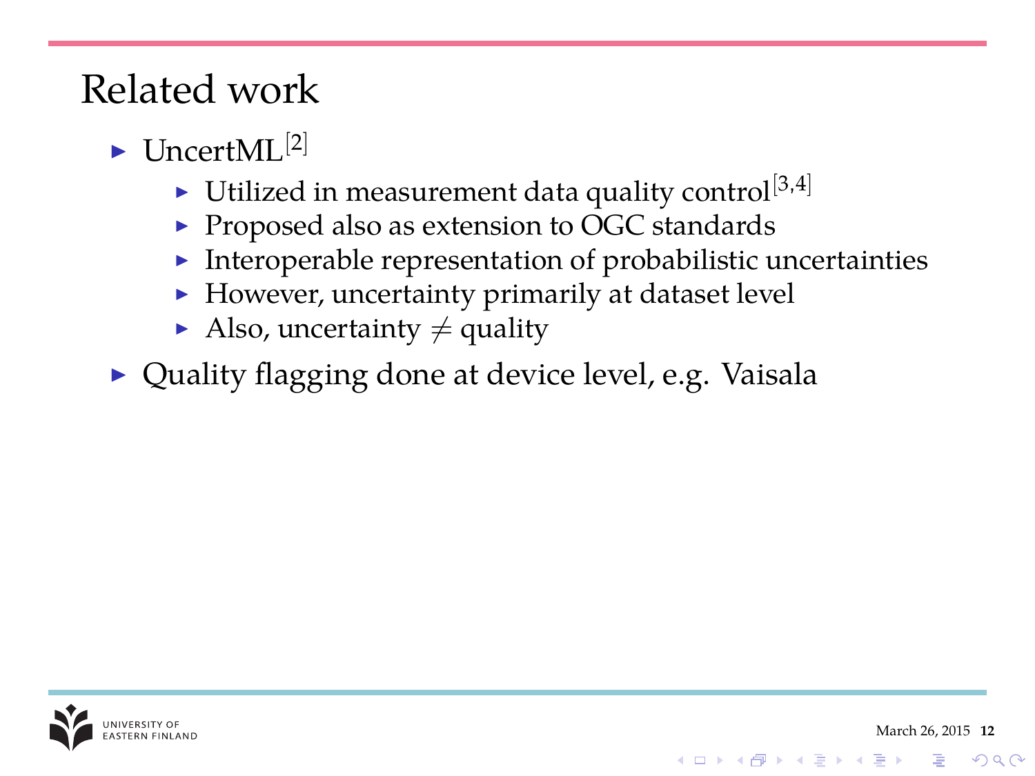# Related work

- UncertML[2]
  - Utilized in measurement data quality control[3,4]
  - Proposed also as extension to OGC standards
  - Interoperable representation of probabilistic uncertainties
  - However, uncertainty primarily at dataset level
  - Also, uncertainty $\neq$ quality
- Quality flagging done at device level, e.g. Vaisala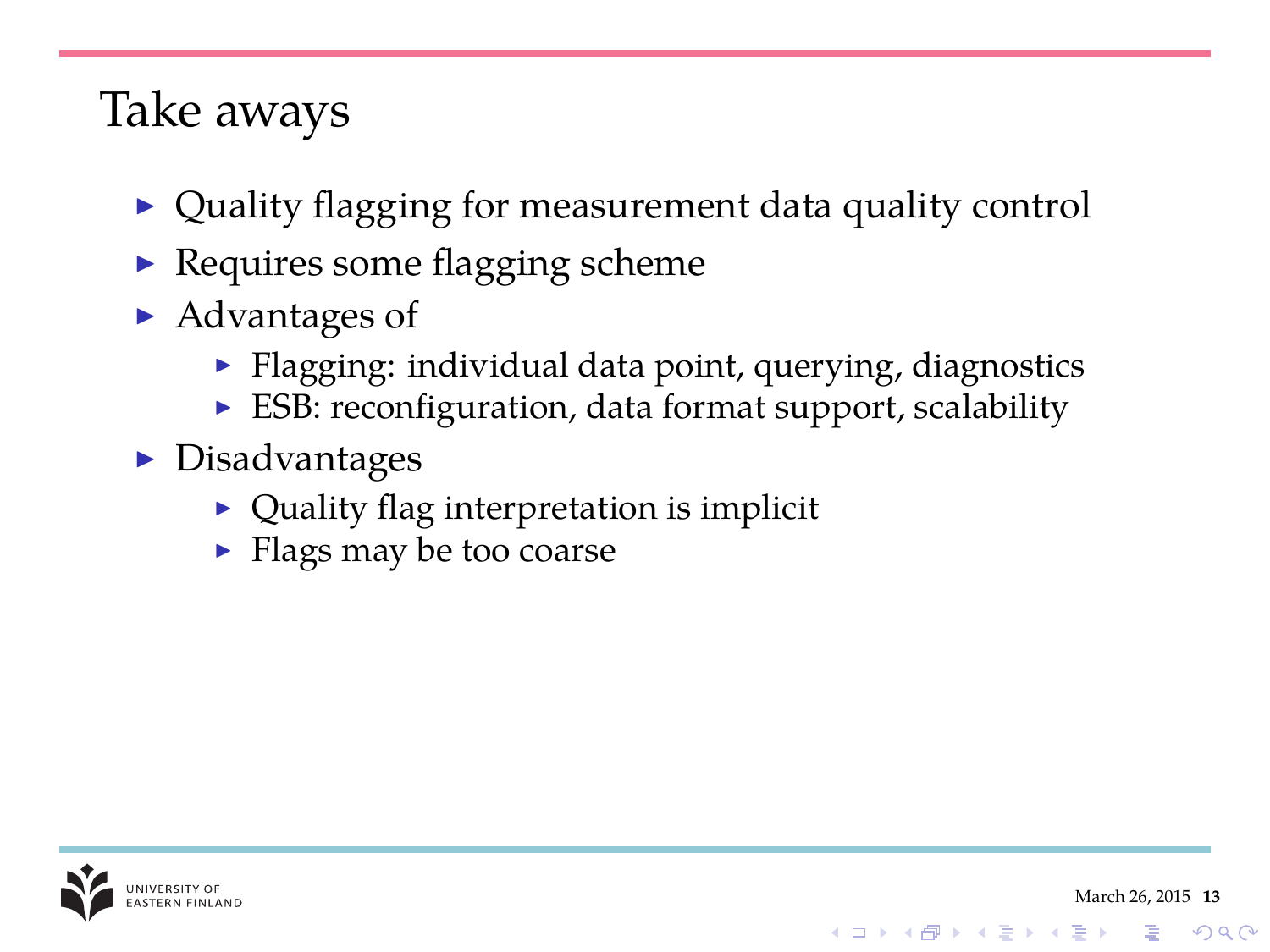# Take aways

- Quality flagging for measurement data quality control
- Requires some flagging scheme
- Advantages of
  - Flagging: individual data point, querying, diagnostics
  - ESB: reconfiguration, data format support, scalability
- Disadvantages
  - Quality flag interpretation is implicit
  - Flags may be too coarse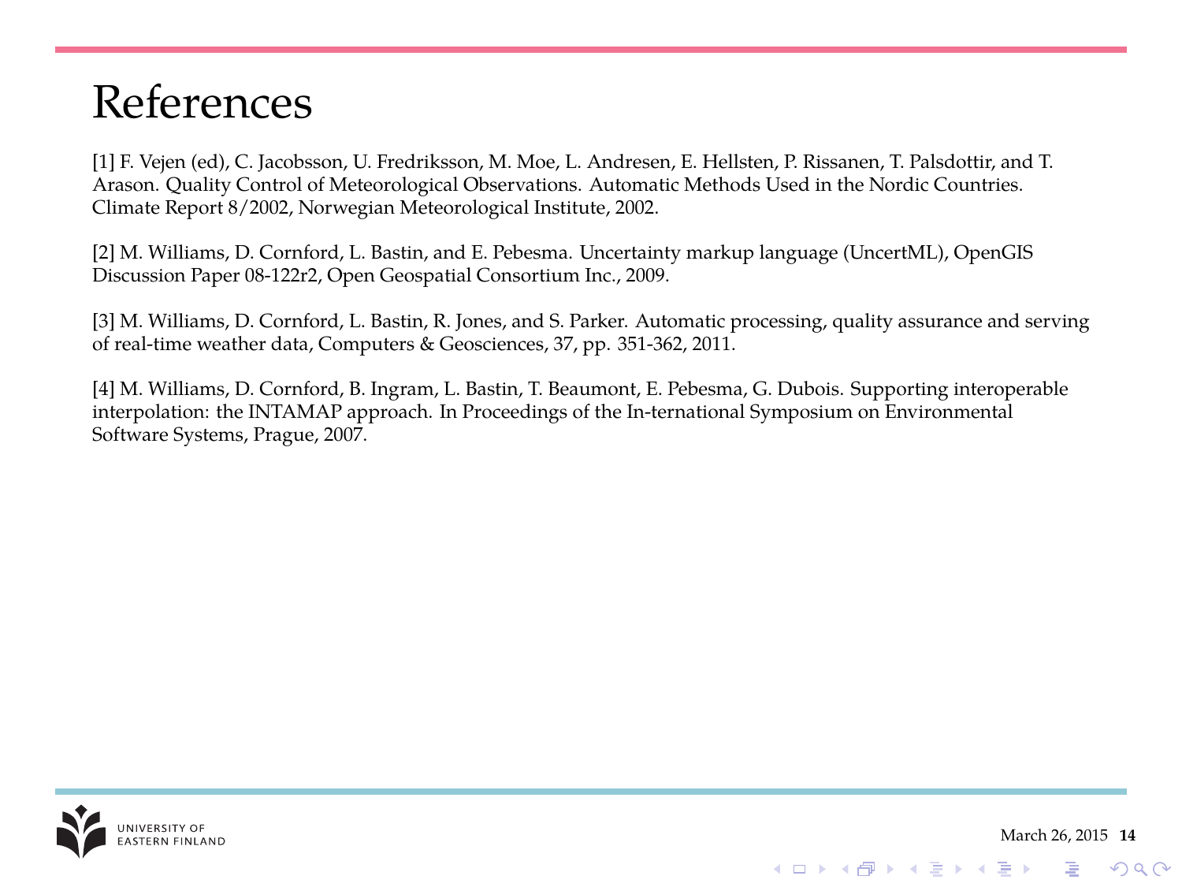# References

[1] F. Vejen (ed), C. Jacobsson, U. Fredriksson, M. Moe, L. Andresen, E. Hellsten, P. Rissanen, T. Palsdottir, and T. Arason. Quality Control of Meteorological Observations. Automatic Methods Used in the Nordic Countries. Climate Report 8/2002, Norwegian Meteorological Institute, 2002.

[2] M. Williams, D. Cornford, L. Bastin, and E. Pebesma. Uncertainty markup language (UncertML), OpenGIS Discussion Paper 08-122r2, Open Geospatial Consortium Inc., 2009.

[3] M. Williams, D. Cornford, L. Bastin, R. Jones, and S. Parker. Automatic processing, quality assurance and serving of real-time weather data, Computers & Geosciences, 37, pp. 351-362, 2011.

[4] M. Williams, D. Cornford, B. Ingram, L. Bastin, T. Beaumont, E. Pebesma, G. Dubois. Supporting interoperable interpolation: the INTAMAP approach. In Proceedings of the In-ternational Symposium on Environmental Software Systems, Prague, 2007.